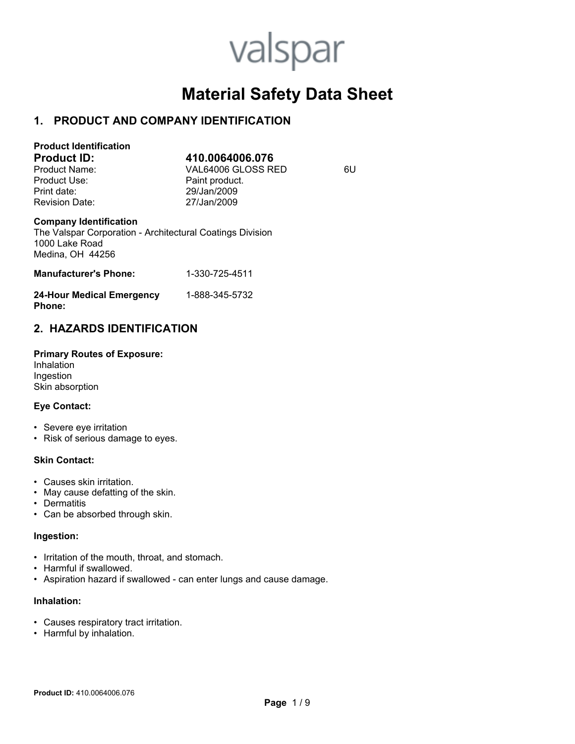valspar

# Material Safety Data Sheet

## 1. PRODUCT AND COMPANY IDENTIFICATION

**Product Identification**

| | | |
|---|---|---|
| **Product ID:** | **410.0064006.076** | |
| Product Name: | VAL64006 GLOSS RED | 6U |
| Product Use: | Paint product. | |
| Print date: | 29/Jan/2009 | |
| Revision Date: | 27/Jan/2009 | |

**Company Identification**

The Valspar Corporation - Architectural Coatings Division
1000 Lake Road
Medina, OH 44256

**Manufacturer's Phone:** 1-330-725-4511

**24-Hour Medical Emergency Phone:** 1-888-345-5732

## 2. HAZARDS IDENTIFICATION

**Primary Routes of Exposure:**

Inhalation
Ingestion
Skin absorption

**Eye Contact:**

- Severe eye irritation
- Risk of serious damage to eyes.

**Skin Contact:**

- Causes skin irritation.
- May cause defatting of the skin.
- Dermatitis
- Can be absorbed through skin.

**Ingestion:**

- Irritation of the mouth, throat, and stomach.
- Harmful if swallowed.
- Aspiration hazard if swallowed - can enter lungs and cause damage.

**Inhalation:**

- Causes respiratory tract irritation.
- Harmful by inhalation.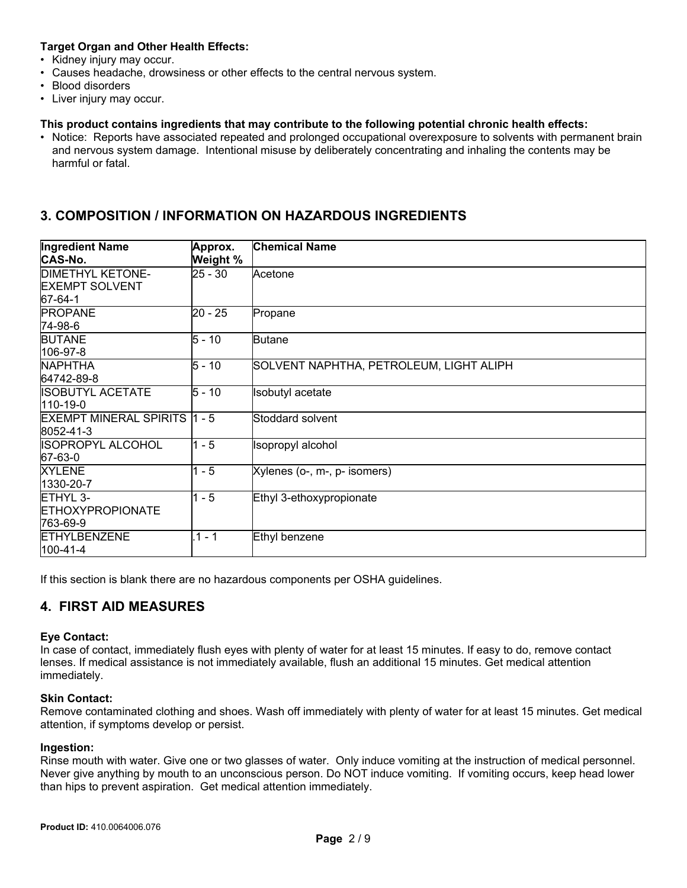**Target Organ and Other Health Effects:**

- Kidney injury may occur.
- Causes headache, drowsiness or other effects to the central nervous system.
- Blood disorders
- Liver injury may occur.

**This product contains ingredients that may contribute to the following potential chronic health effects:**

- Notice: Reports have associated repeated and prolonged occupational overexposure to solvents with permanent brain and nervous system damage. Intentional misuse by deliberately concentrating and inhaling the contents may be harmful or fatal.

## 3. COMPOSITION / INFORMATION ON HAZARDOUS INGREDIENTS

| Ingredient Name CAS-No. | Approx. Weight % | Chemical Name |
|---|---|---|
| DIMETHYL KETONE-EXEMPT SOLVENT 67-64-1 | 25 - 30 | Acetone |
| PROPANE 74-98-6 | 20 - 25 | Propane |
| BUTANE 106-97-8 | 5 - 10 | Butane |
| NAPHTHA 64742-89-8 | 5 - 10 | SOLVENT NAPHTHA, PETROLEUM, LIGHT ALIPH |
| ISOBUTYL ACETATE 110-19-0 | 5 - 10 | Isobutyl acetate |
| EXEMPT MINERAL SPIRITS 8052-41-3 | 1 - 5 | Stoddard solvent |
| ISOPROPYL ALCOHOL 67-63-0 | 1 - 5 | Isopropyl alcohol |
| XYLENE 1330-20-7 | 1 - 5 | Xylenes (o-, m-, p- isomers) |
| ETHYL 3-ETHOXYPROPIONATE 763-69-9 | 1 - 5 | Ethyl 3-ethoxypropionate |
| ETHYLBENZENE 100-41-4 | .1 - 1 | Ethyl benzene |

If this section is blank there are no hazardous components per OSHA guidelines.

## 4. FIRST AID MEASURES

**Eye Contact:**

In case of contact, immediately flush eyes with plenty of water for at least 15 minutes. If easy to do, remove contact lenses. If medical assistance is not immediately available, flush an additional 15 minutes. Get medical attention immediately.

**Skin Contact:**

Remove contaminated clothing and shoes. Wash off immediately with plenty of water for at least 15 minutes. Get medical attention, if symptoms develop or persist.

**Ingestion:**

Rinse mouth with water. Give one or two glasses of water. Only induce vomiting at the instruction of medical personnel. Never give anything by mouth to an unconscious person. Do NOT induce vomiting. If vomiting occurs, keep head lower than hips to prevent aspiration. Get medical attention immediately.

**Product ID:** 410.0064006.076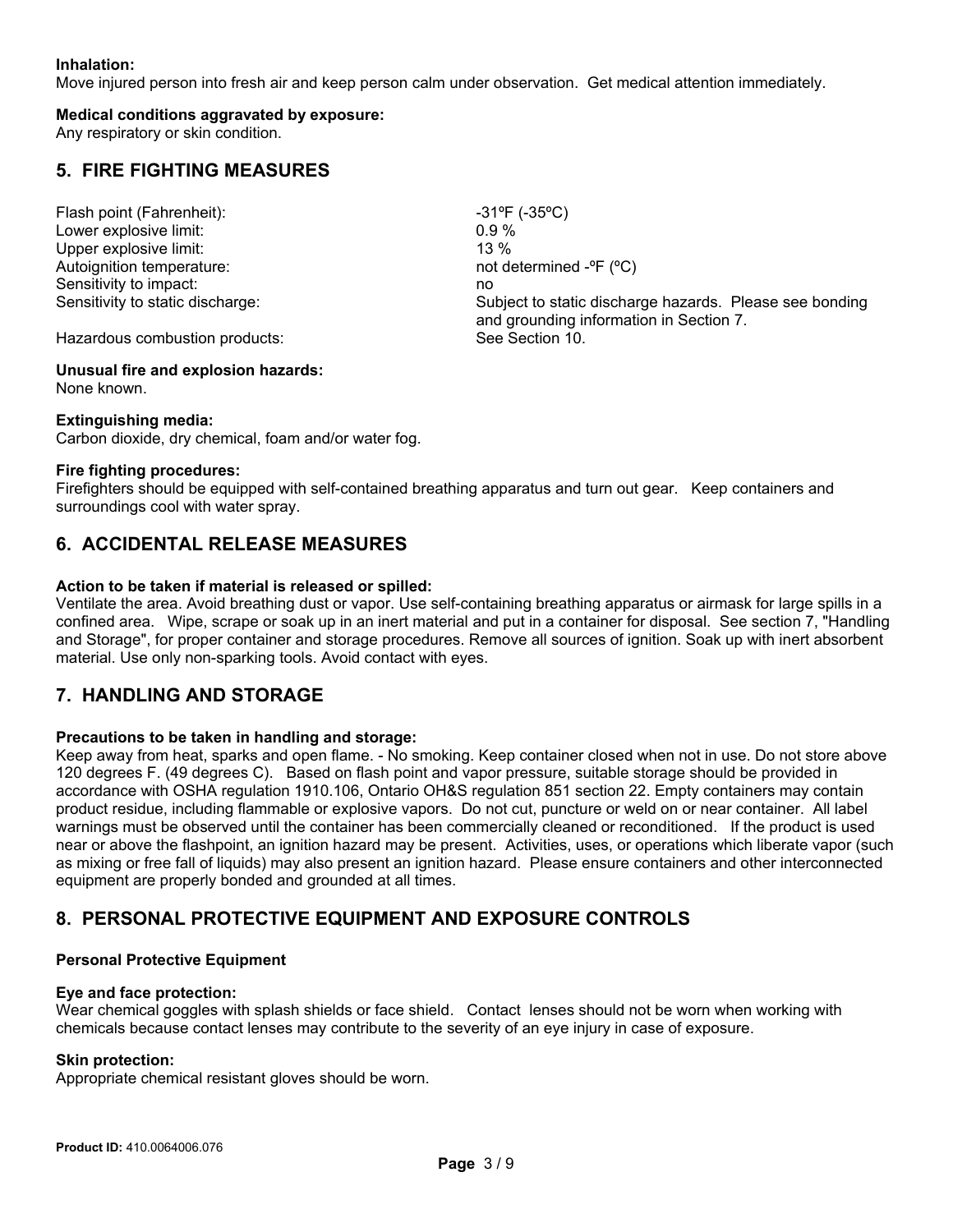**Inhalation:**
Move injured person into fresh air and keep person calm under observation. Get medical attention immediately.

**Medical conditions aggravated by exposure:**
Any respiratory or skin condition.

## 5. FIRE FIGHTING MEASURES

| | |
|---|---|
| Flash point (Fahrenheit): | -31ºF (-35ºC) |
| Lower explosive limit: | 0.9 % |
| Upper explosive limit: | 13 % |
| Autoignition temperature: | not determined -ºF (ºC) |
| Sensitivity to impact: | no |
| Sensitivity to static discharge: | Subject to static discharge hazards. Please see bonding and grounding information in Section 7. |
| Hazardous combustion products: | See Section 10. |

**Unusual fire and explosion hazards:**
None known.

**Extinguishing media:**
Carbon dioxide, dry chemical, foam and/or water fog.

**Fire fighting procedures:**
Firefighters should be equipped with self-contained breathing apparatus and turn out gear. Keep containers and surroundings cool with water spray.

## 6. ACCIDENTAL RELEASE MEASURES

**Action to be taken if material is released or spilled:**
Ventilate the area. Avoid breathing dust or vapor. Use self-containing breathing apparatus or airmask for large spills in a confined area. Wipe, scrape or soak up in an inert material and put in a container for disposal. See section 7, "Handling and Storage", for proper container and storage procedures. Remove all sources of ignition. Soak up with inert absorbent material. Use only non-sparking tools. Avoid contact with eyes.

## 7. HANDLING AND STORAGE

**Precautions to be taken in handling and storage:**
Keep away from heat, sparks and open flame. - No smoking. Keep container closed when not in use. Do not store above 120 degrees F. (49 degrees C). Based on flash point and vapor pressure, suitable storage should be provided in accordance with OSHA regulation 1910.106, Ontario OH&S regulation 851 section 22. Empty containers may contain product residue, including flammable or explosive vapors. Do not cut, puncture or weld on or near container. All label warnings must be observed until the container has been commercially cleaned or reconditioned. If the product is used near or above the flashpoint, an ignition hazard may be present. Activities, uses, or operations which liberate vapor (such as mixing or free fall of liquids) may also present an ignition hazard. Please ensure containers and other interconnected equipment are properly bonded and grounded at all times.

## 8. PERSONAL PROTECTIVE EQUIPMENT AND EXPOSURE CONTROLS

**Personal Protective Equipment**

**Eye and face protection:**
Wear chemical goggles with splash shields or face shield. Contact lenses should not be worn when working with chemicals because contact lenses may contribute to the severity of an eye injury in case of exposure.

**Skin protection:**
Appropriate chemical resistant gloves should be worn.

**Product ID:** 410.0064006.076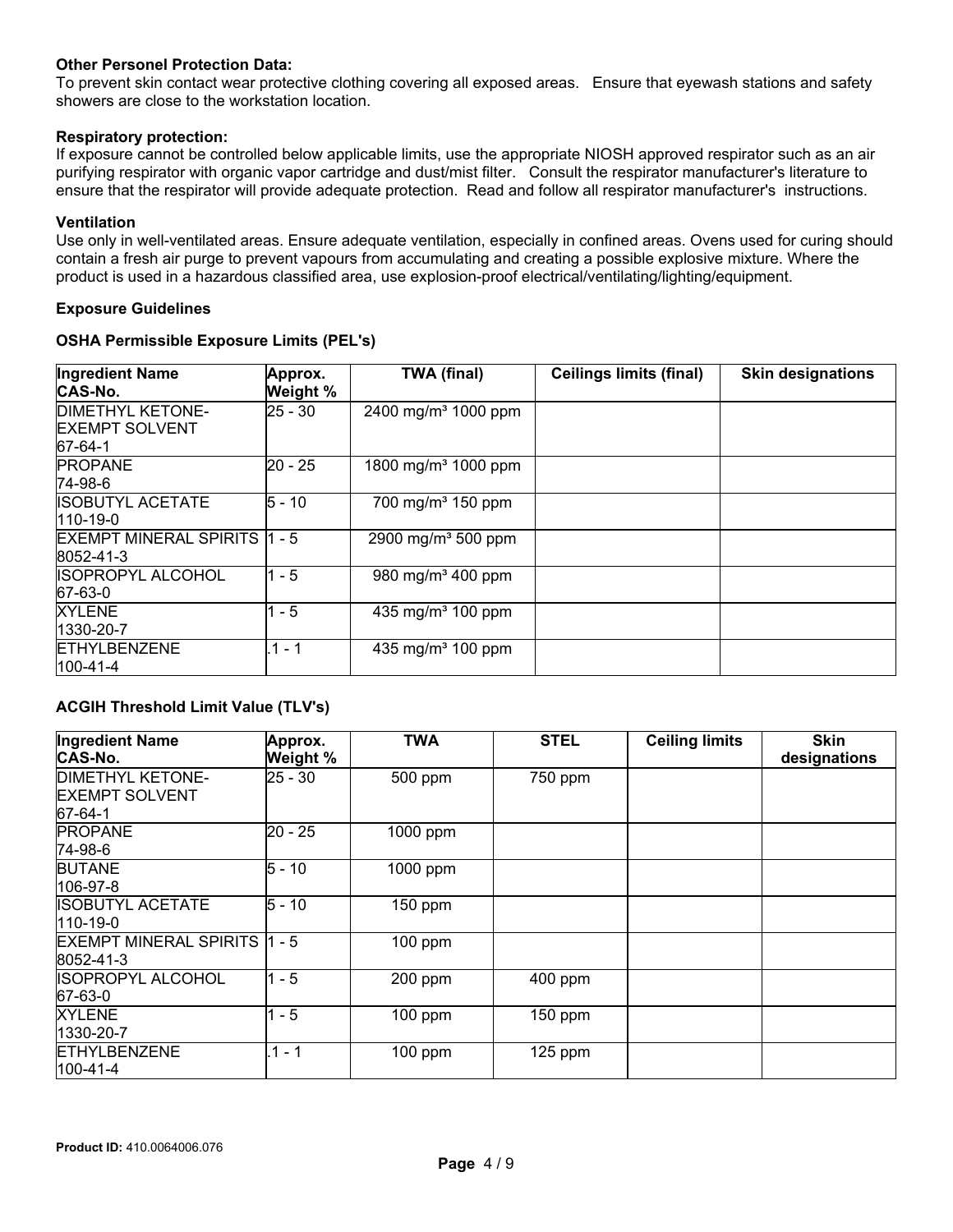**Other Personel Protection Data:**
To prevent skin contact wear protective clothing covering all exposed areas. Ensure that eyewash stations and safety showers are close to the workstation location.

**Respiratory protection:**
If exposure cannot be controlled below applicable limits, use the appropriate NIOSH approved respirator such as an air purifying respirator with organic vapor cartridge and dust/mist filter. Consult the respirator manufacturer's literature to ensure that the respirator will provide adequate protection. Read and follow all respirator manufacturer's instructions.

**Ventilation**
Use only in well-ventilated areas. Ensure adequate ventilation, especially in confined areas. Ovens used for curing should contain a fresh air purge to prevent vapours from accumulating and creating a possible explosive mixture. Where the product is used in a hazardous classified area, use explosion-proof electrical/ventilating/lighting/equipment.

**Exposure Guidelines**

**OSHA Permissible Exposure Limits (PEL's)**

| Ingredient Name CAS-No. | Approx. Weight % | TWA (final) | Ceilings limits (final) | Skin designations |
|---|---|---|---|---|
| DIMETHYL KETONE-EXEMPT SOLVENT 67-64-1 | 25 - 30 | 2400 mg/m³ 1000 ppm | | |
| PROPANE 74-98-6 | 20 - 25 | 1800 mg/m³ 1000 ppm | | |
| ISOBUTYL ACETATE 110-19-0 | 5 - 10 | 700 mg/m³ 150 ppm | | |
| EXEMPT MINERAL SPIRITS 8052-41-3 | 1 - 5 | 2900 mg/m³ 500 ppm | | |
| ISOPROPYL ALCOHOL 67-63-0 | 1 - 5 | 980 mg/m³ 400 ppm | | |
| XYLENE 1330-20-7 | 1 - 5 | 435 mg/m³ 100 ppm | | |
| ETHYLBENZENE 100-41-4 | .1 - 1 | 435 mg/m³ 100 ppm | | |

**ACGIH Threshold Limit Value (TLV's)**

| Ingredient Name CAS-No. | Approx. Weight % | TWA | STEL | Ceiling limits | Skin designations |
|---|---|---|---|---|---|
| DIMETHYL KETONE-EXEMPT SOLVENT 67-64-1 | 25 - 30 | 500 ppm | 750 ppm | | |
| PROPANE 74-98-6 | 20 - 25 | 1000 ppm | | | |
| BUTANE 106-97-8 | 5 - 10 | 1000 ppm | | | |
| ISOBUTYL ACETATE 110-19-0 | 5 - 10 | 150 ppm | | | |
| EXEMPT MINERAL SPIRITS 8052-41-3 | 1 - 5 | 100 ppm | | | |
| ISOPROPYL ALCOHOL 67-63-0 | 1 - 5 | 200 ppm | 400 ppm | | |
| XYLENE 1330-20-7 | 1 - 5 | 100 ppm | 150 ppm | | |
| ETHYLBENZENE 100-41-4 | .1 - 1 | 100 ppm | 125 ppm | | |

**Product ID:** 410.0064006.076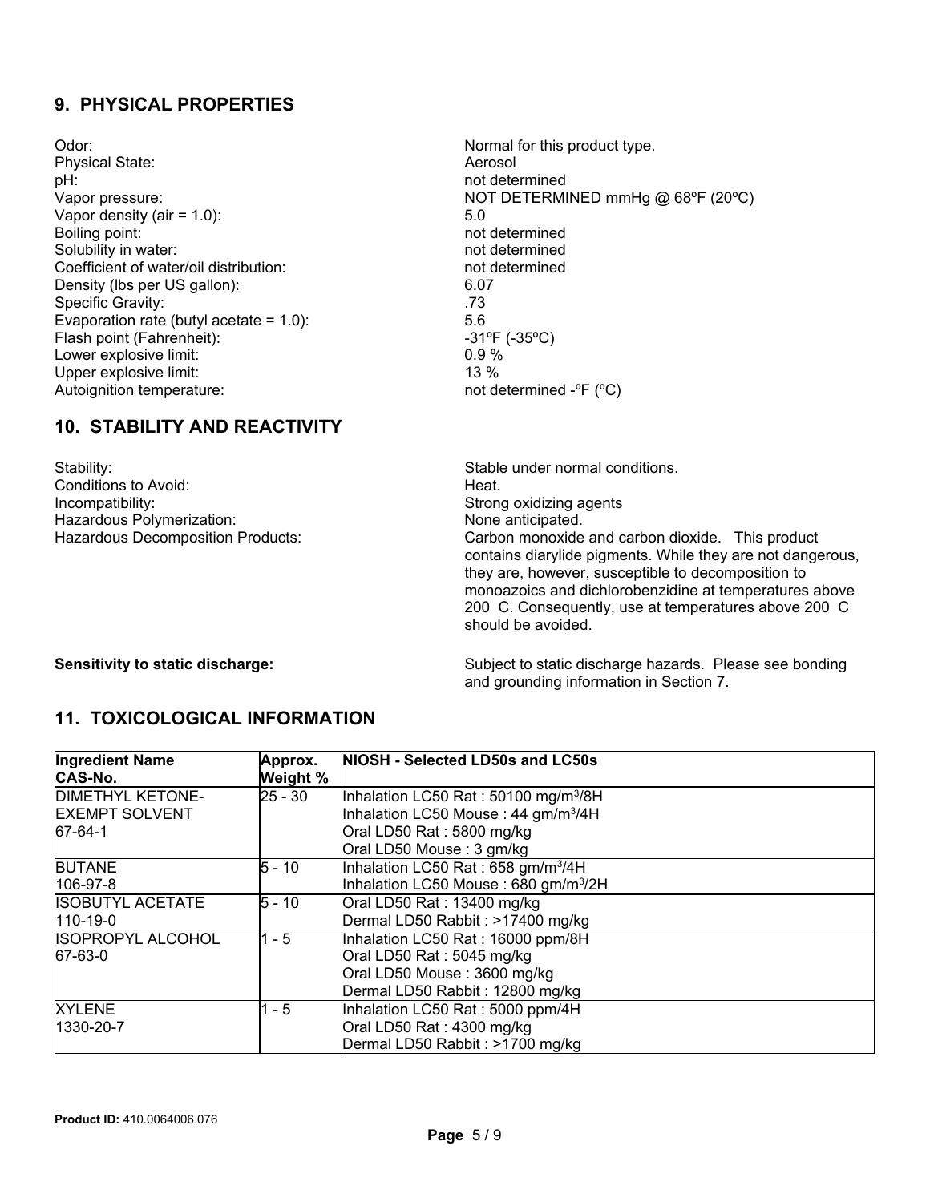## 9. PHYSICAL PROPERTIES

| | |
|---|---|
| Odor: | Normal for this product type. |
| Physical State: | Aerosol |
| pH: | not determined |
| Vapor pressure: | NOT DETERMINED mmHg @ 68ºF (20ºC) |
| Vapor density (air = 1.0): | 5.0 |
| Boiling point: | not determined |
| Solubility in water: | not determined |
| Coefficient of water/oil distribution: | not determined |
| Density (lbs per US gallon): | 6.07 |
| Specific Gravity: | .73 |
| Evaporation rate (butyl acetate = 1.0): | 5.6 |
| Flash point (Fahrenheit): | -31ºF (-35ºC) |
| Lower explosive limit: | 0.9 % |
| Upper explosive limit: | 13 % |
| Autoignition temperature: | not determined -ºF (ºC) |

## 10. STABILITY AND REACTIVITY

| | |
|---|---|
| Stability: | Stable under normal conditions. |
| Conditions to Avoid: | Heat. |
| Incompatibility: | Strong oxidizing agents |
| Hazardous Polymerization: | None anticipated. |
| Hazardous Decomposition Products: | Carbon monoxide and carbon dioxide. This product contains diarylide pigments. While they are not dangerous, they are, however, susceptible to decomposition to monoazoics and dichlorobenzidine at temperatures above 200 C. Consequently, use at temperatures above 200 C should be avoided. |

**Sensitivity to static discharge:** Subject to static discharge hazards. Please see bonding and grounding information in Section 7.

## 11. TOXICOLOGICAL INFORMATION

| Ingredient Name CAS-No. | Approx. Weight % | NIOSH - Selected LD50s and LC50s |
|---|---|---|
| DIMETHYL KETONE-EXEMPT SOLVENT 67-64-1 | 25 - 30 | Inhalation LC50 Rat : 50100 mg/m$^3$/8H<br>Inhalation LC50 Mouse : 44 gm/m$^3$/4H<br>Oral LD50 Rat : 5800 mg/kg<br>Oral LD50 Mouse : 3 gm/kg |
| BUTANE 106-97-8 | 5 - 10 | Inhalation LC50 Rat : 658 gm/m$^3$/4H<br>Inhalation LC50 Mouse : 680 gm/m$^3$/2H |
| ISOBUTYL ACETATE 110-19-0 | 5 - 10 | Oral LD50 Rat : 13400 mg/kg<br>Dermal LD50 Rabbit : >17400 mg/kg |
| ISOPROPYL ALCOHOL 67-63-0 | 1 - 5 | Inhalation LC50 Rat : 16000 ppm/8H<br>Oral LD50 Rat : 5045 mg/kg<br>Oral LD50 Mouse : 3600 mg/kg<br>Dermal LD50 Rabbit : 12800 mg/kg |
| XYLENE 1330-20-7 | 1 - 5 | Inhalation LC50 Rat : 5000 ppm/4H<br>Oral LD50 Rat : 4300 mg/kg<br>Dermal LD50 Rabbit : >1700 mg/kg |

**Product ID:** 410.0064006.076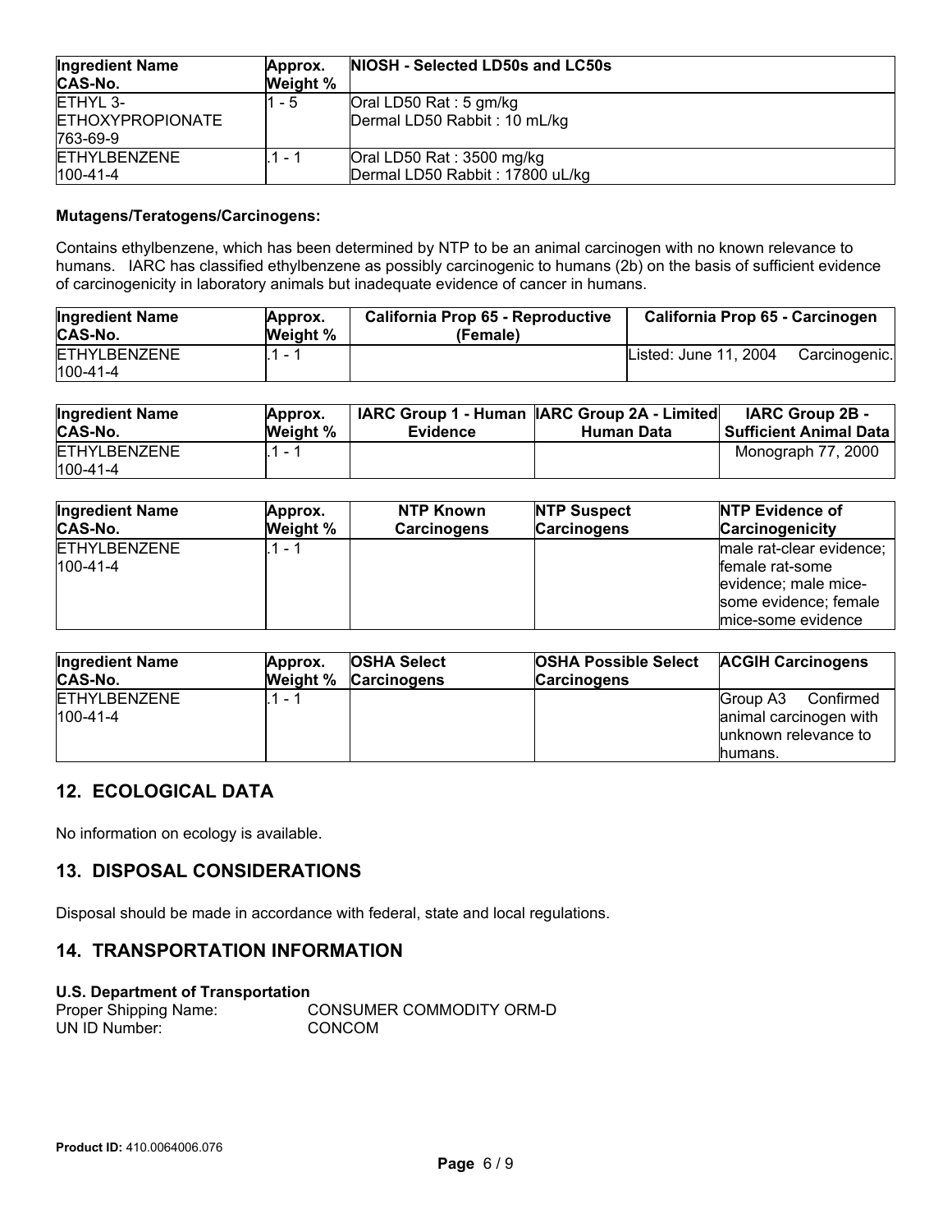| Ingredient Name CAS-No. | Approx. Weight % | NIOSH - Selected LD50s and LC50s |
|---|---|---|
| ETHYL 3-ETHOXYPROPIONATE 763-69-9 | 1 - 5 | Oral LD50 Rat : 5 gm/kg<br>Dermal LD50 Rabbit : 10 mL/kg |
| ETHYLBENZENE 100-41-4 | .1 - 1 | Oral LD50 Rat : 3500 mg/kg<br>Dermal LD50 Rabbit : 17800 uL/kg |

**Mutagens/Teratogens/Carcinogens:**

Contains ethylbenzene, which has been determined by NTP to be an animal carcinogen with no known relevance to humans. IARC has classified ethylbenzene as possibly carcinogenic to humans (2b) on the basis of sufficient evidence of carcinogenicity in laboratory animals but inadequate evidence of cancer in humans.

| Ingredient Name CAS-No. | Approx. Weight % | California Prop 65 - Reproductive (Female) | California Prop 65 - Carcinogen |
|---|---|---|---|
| ETHYLBENZENE 100-41-4 | .1 - 1 | | Listed: June 11, 2004 Carcinogenic. |

| Ingredient Name CAS-No. | Approx. Weight % | IARC Group 1 - Human Evidence | IARC Group 2A - Limited Human Data | IARC Group 2B - Sufficient Animal Data |
|---|---|---|---|---|
| ETHYLBENZENE 100-41-4 | .1 - 1 | | | Monograph 77, 2000 |

| Ingredient Name CAS-No. | Approx. Weight % | NTP Known Carcinogens | NTP Suspect Carcinogens | NTP Evidence of Carcinogenicity |
|---|---|---|---|---|
| ETHYLBENZENE 100-41-4 | .1 - 1 | | | male rat-clear evidence; female rat-some evidence; male mice-some evidence; female mice-some evidence |

| Ingredient Name CAS-No. | Approx. Weight % | OSHA Select Carcinogens | OSHA Possible Select Carcinogens | ACGIH Carcinogens |
|---|---|---|---|---|
| ETHYLBENZENE 100-41-4 | .1 - 1 | | | Group A3 Confirmed animal carcinogen with unknown relevance to humans. |

## 12. ECOLOGICAL DATA

No information on ecology is available.

## 13. DISPOSAL CONSIDERATIONS

Disposal should be made in accordance with federal, state and local regulations.

## 14. TRANSPORTATION INFORMATION

**U.S. Department of Transportation**

Proper Shipping Name: CONSUMER COMMODITY ORM-D
UN ID Number: CONCOM

**Product ID:** 410.0064006.076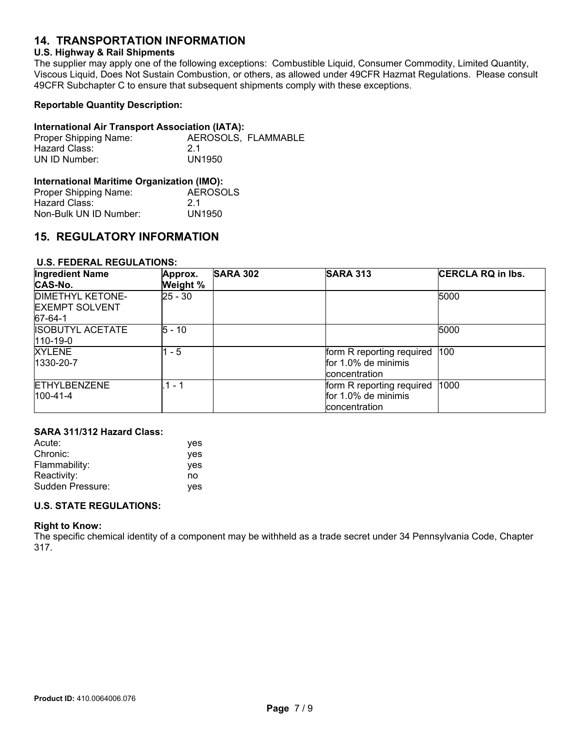## 14. TRANSPORTATION INFORMATION

### U.S. Highway & Rail Shipments

The supplier may apply one of the following exceptions: Combustible Liquid, Consumer Commodity, Limited Quantity, Viscous Liquid, Does Not Sustain Combustion, or others, as allowed under 49CFR Hazmat Regulations. Please consult 49CFR Subchapter C to ensure that subsequent shipments comply with these exceptions.

**Reportable Quantity Description:**

**International Air Transport Association (IATA):**

Proper Shipping Name: AEROSOLS, FLAMMABLE
Hazard Class: 2.1
UN ID Number: UN1950

**International Maritime Organization (IMO):**

Proper Shipping Name: AEROSOLS
Hazard Class: 2.1
Non-Bulk UN ID Number: UN1950

## 15. REGULATORY INFORMATION

**U.S. FEDERAL REGULATIONS:**

| Ingredient Name CAS-No. | Approx. Weight % | SARA 302 | SARA 313 | CERCLA RQ in lbs. |
|---|---|---|---|---|
| DIMETHYL KETONE-EXEMPT SOLVENT 67-64-1 | 25 - 30 | | | 5000 |
| ISOBUTYL ACETATE 110-19-0 | 5 - 10 | | | 5000 |
| XYLENE 1330-20-7 | 1 - 5 | | form R reporting required for 1.0% de minimis concentration | 100 |
| ETHYLBENZENE 100-41-4 | .1 - 1 | | form R reporting required for 1.0% de minimis concentration | 1000 |

**SARA 311/312 Hazard Class:**

Acute: yes
Chronic: yes
Flammability: yes
Reactivity: no
Sudden Pressure: yes

**U.S. STATE REGULATIONS:**

**Right to Know:**

The specific chemical identity of a component may be withheld as a trade secret under 34 Pennsylvania Code, Chapter 317.

**Product ID:** 410.0064006.076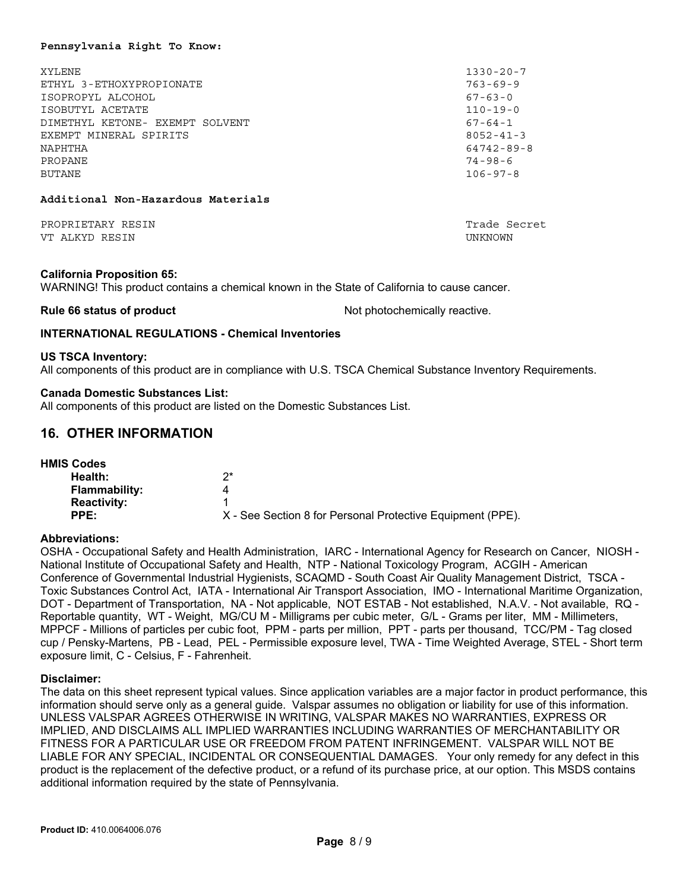**Pennsylvania Right To Know:**

| | |
|---|---|
| XYLENE | 1330-20-7 |
| ETHYL 3-ETHOXYPROPIONATE | 763-69-9 |
| ISOPROPYL ALCOHOL | 67-63-0 |
| ISOBUTYL ACETATE | 110-19-0 |
| DIMETHYL KETONE- EXEMPT SOLVENT | 67-64-1 |
| EXEMPT MINERAL SPIRITS | 8052-41-3 |
| NAPHTHA | 64742-89-8 |
| PROPANE | 74-98-6 |
| BUTANE | 106-97-8 |

**Additional Non-Hazardous Materials**

| | |
|---|---|
| PROPRIETARY RESIN | Trade Secret |
| VT ALKYD RESIN | UNKNOWN |

**California Proposition 65:**
WARNING! This product contains a chemical known in the State of California to cause cancer.

**Rule 66 status of product** Not photochemically reactive.

**INTERNATIONAL REGULATIONS - Chemical Inventories**

**US TSCA Inventory:**
All components of this product are in compliance with U.S. TSCA Chemical Substance Inventory Requirements.

**Canada Domestic Substances List:**
All components of this product are listed on the Domestic Substances List.

## 16. OTHER INFORMATION

**HMIS Codes**

| | |
|---|---|
| **Health:** | 2* |
| **Flammability:** | 4 |
| **Reactivity:** | 1 |
| **PPE:** | X - See Section 8 for Personal Protective Equipment (PPE). |

**Abbreviations:**
OSHA - Occupational Safety and Health Administration, IARC - International Agency for Research on Cancer, NIOSH - National Institute of Occupational Safety and Health, NTP - National Toxicology Program, ACGIH - American Conference of Governmental Industrial Hygienists, SCAQMD - South Coast Air Quality Management District, TSCA - Toxic Substances Control Act, IATA - International Air Transport Association, IMO - International Maritime Organization, DOT - Department of Transportation, NA - Not applicable, NOT ESTAB - Not established, N.A.V. - Not available, RQ - Reportable quantity, WT - Weight, MG/CU M - Milligrams per cubic meter, G/L - Grams per liter, MM - Millimeters, MPPCF - Millions of particles per cubic foot, PPM - parts per million, PPT - parts per thousand, TCC/PM - Tag closed cup / Pensky-Martens, PB - Lead, PEL - Permissible exposure level, TWA - Time Weighted Average, STEL - Short term exposure limit, C - Celsius, F - Fahrenheit.

**Disclaimer:**
The data on this sheet represent typical values. Since application variables are a major factor in product performance, this information should serve only as a general guide. Valspar assumes no obligation or liability for use of this information. UNLESS VALSPAR AGREES OTHERWISE IN WRITING, VALSPAR MAKES NO WARRANTIES, EXPRESS OR IMPLIED, AND DISCLAIMS ALL IMPLIED WARRANTIES INCLUDING WARRANTIES OF MERCHANTABILITY OR FITNESS FOR A PARTICULAR USE OR FREEDOM FROM PATENT INFRINGEMENT. VALSPAR WILL NOT BE LIABLE FOR ANY SPECIAL, INCIDENTAL OR CONSEQUENTIAL DAMAGES. Your only remedy for any defect in this product is the replacement of the defective product, or a refund of its purchase price, at our option. This MSDS contains additional information required by the state of Pennsylvania.

**Product ID:** 410.0064006.076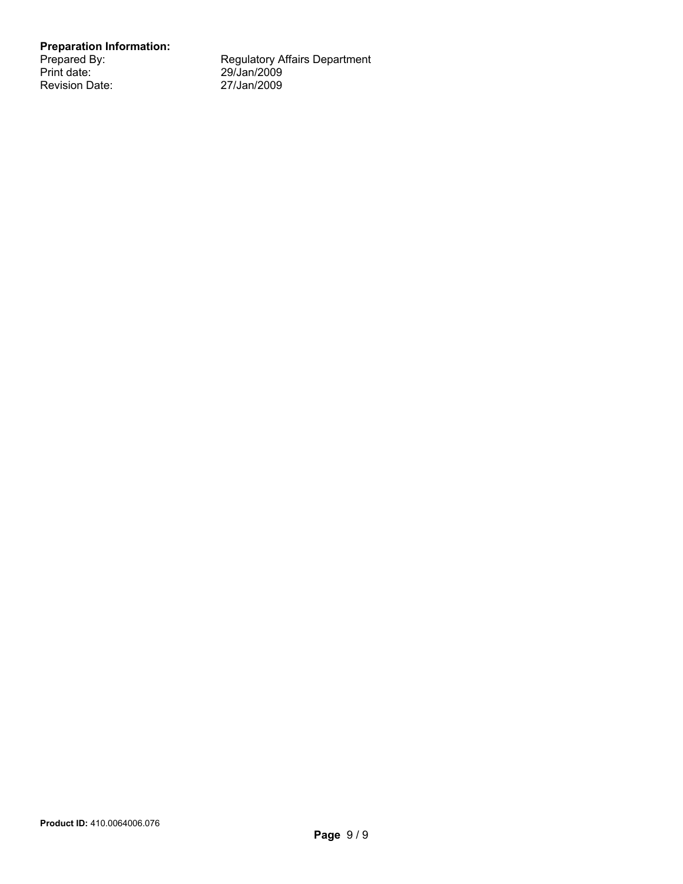**Preparation Information:**

| | |
|---|---|
| Prepared By: | Regulatory Affairs Department |
| Print date: | 29/Jan/2009 |
| Revision Date: | 27/Jan/2009 |

**Product ID:** 410.0064006.076